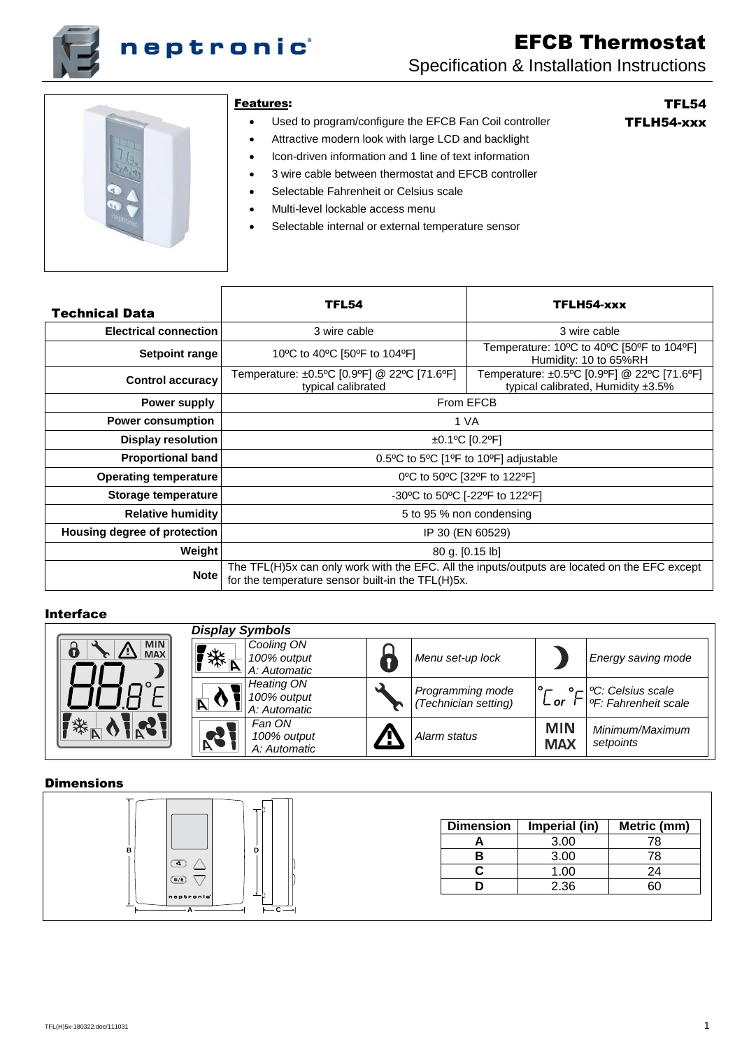# EFCB Thermostat

## Specification & Installation Instructions

**TFL54**
**TFLH54-xxx**

### Features:

- Used to program/configure the EFCB Fan Coil controller
- Attractive modern look with large LCD and backlight
- Icon-driven information and 1 line of text information
- 3 wire cable between thermostat and EFCB controller
- Selectable Fahrenheit or Celsius scale
- Multi-level lockable access menu
- Selectable internal or external temperature sensor

| Technical Data | TFL54 | TFLH54-xxx |
|---|---|---|
| Electrical connection | 3 wire cable | 3 wire cable |
| Setpoint range | 10ºC to 40ºC [50ºF to 104ºF] | Temperature: 10ºC to 40ºC [50ºF to 104ºF] Humidity: 10 to 65%RH |
| Control accuracy | Temperature: ±0.5ºC [0.9ºF] @ 22ºC [71.6ºF] typical calibrated | Temperature: ±0.5ºC [0.9ºF] @ 22ºC [71.6ºF] typical calibrated, Humidity ±3.5% |
| Power supply | From EFCB | |
| Power consumption | 1 VA | |
| Display resolution | ±0.1ºC [0.2ºF] | |
| Proportional band | 0.5ºC to 5ºC [1ºF to 10ºF] adjustable | |
| Operating temperature | 0ºC to 50ºC [32ºF to 122ºF] | |
| Storage temperature | -30ºC to 50ºC [-22ºF to 122ºF] | |
| Relative humidity | 5 to 95 % non condensing | |
| Housing degree of protection | IP 30 (EN 60529) | |
| Weight | 80 g. [0.15 lb] | |
| Note | The TFL(H)5x can only work with the EFC. All the inputs/outputs are located on the EFC except for the temperature sensor built-in the TFL(H)5x. | |

### Interface

*Display Symbols*

| Symbol | Description | Symbol | Description | Symbol | Description |
|---|---|---|---|---|---|
| Cooling | *Cooling ON 100% output A: Automatic* | Lock | *Menu set-up lock* | Moon | *Energy saving mode* |
| Heating | *Heating ON 100% output A: Automatic* | Wrench | *Programming mode (Technician setting)* | °C or °F | *ºC: Celsius scale ºF: Fahrenheit scale* |
| Fan | *Fan ON 100% output A: Automatic* | Alarm | *Alarm status* | MIN MAX | *Minimum/Maximum setpoints* |

### Dimensions

| Dimension | Imperial (in) | Metric (mm) |
|---|---|---|
| A | 3.00 | 78 |
| B | 3.00 | 78 |
| C | 1.00 | 24 |
| D | 2.36 | 60 |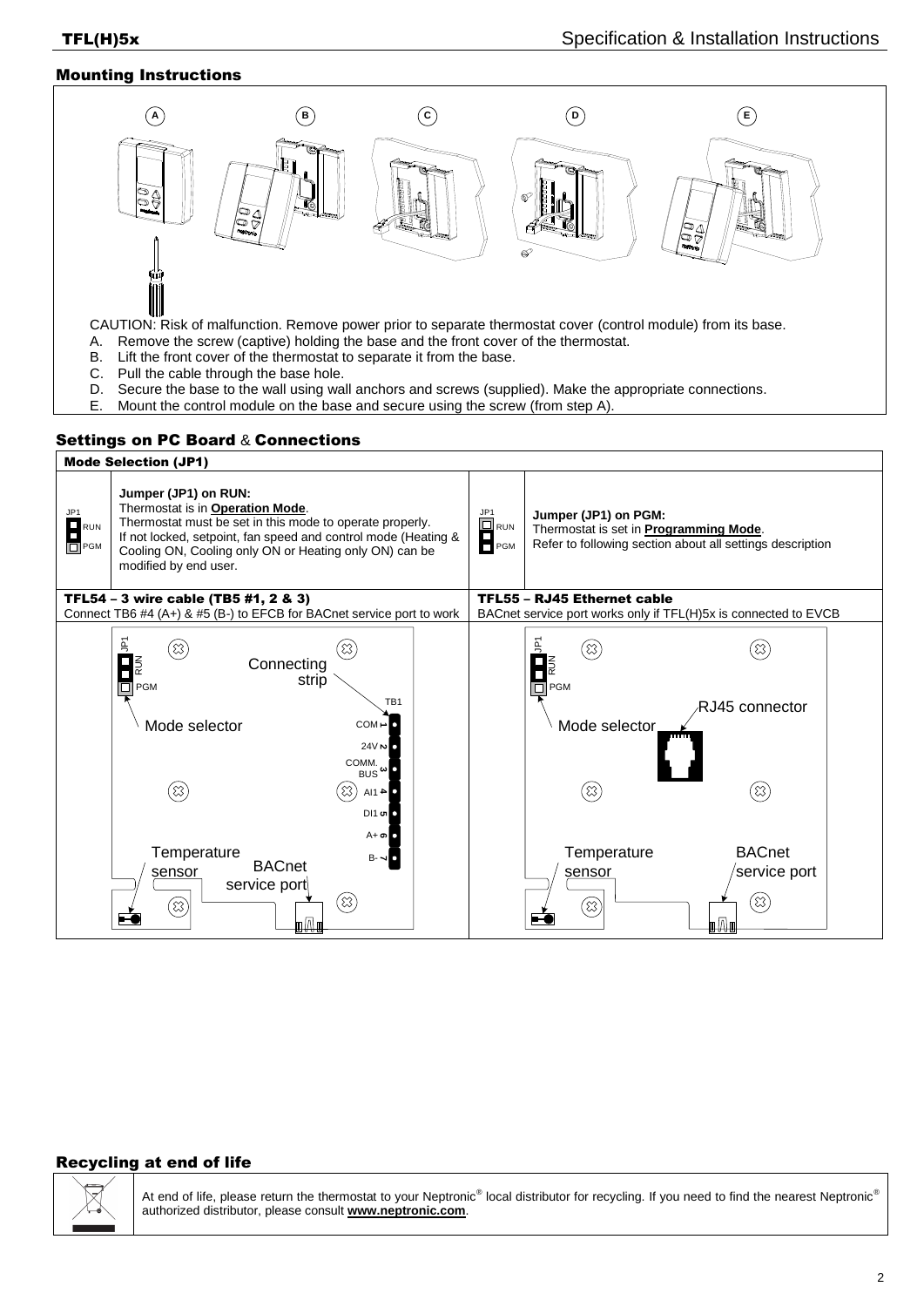## Mounting Instructions

A B C D E

CAUTION: Risk of malfunction. Remove power prior to separate thermostat cover (control module) from its base.

A. Remove the screw (captive) holding the base and the front cover of the thermostat.
B. Lift the front cover of the thermostat to separate it from the base.
C. Pull the cable through the base hole.
D. Secure the base to the wall using wall anchors and screws (supplied). Make the appropriate connections.
E. Mount the control module on the base and secure using the screw (from step A).

## Settings on PC Board & Connections

### Mode Selection (JP1)

| | | | |
|---|---|---|---|
| JP1 RUN PGM | **Jumper (JP1) on RUN:**<br>Thermostat is in **Operation Mode**.<br>Thermostat must be set in this mode to operate properly.<br>If not locked, setpoint, fan speed and control mode (Heating & Cooling ON, Cooling only ON or Heating only ON) can be modified by end user. | JP1 RUN PGM | **Jumper (JP1) on PGM:**<br>Thermostat is set in **Programming Mode**.<br>Refer to following section about all settings description |

**TFL54 – 3 wire cable (TB5 #1, 2 & 3)**
Connect TB6 #4 (A+) & #5 (B-) to EFCB for BACnet service port to work

JP1 RUN PGM
Mode selector
Connecting strip
TB1
COM 1
24V 2
COMM. BUS 3
AI1 4
DI1 5
A+ 6
B- 7
Temperature sensor
BACnet service port

**TFL55 – RJ45 Ethernet cable**
BACnet service port works only if TFL(H)5x is connected to EVCB

JP1 RUN PGM
Mode selector
RJ45 connector
Temperature sensor
BACnet service port

## Recycling at end of life

At end of life, please return the thermostat to your Neptronic® local distributor for recycling. If you need to find the nearest Neptronic® authorized distributor, please consult **www.neptronic.com**.